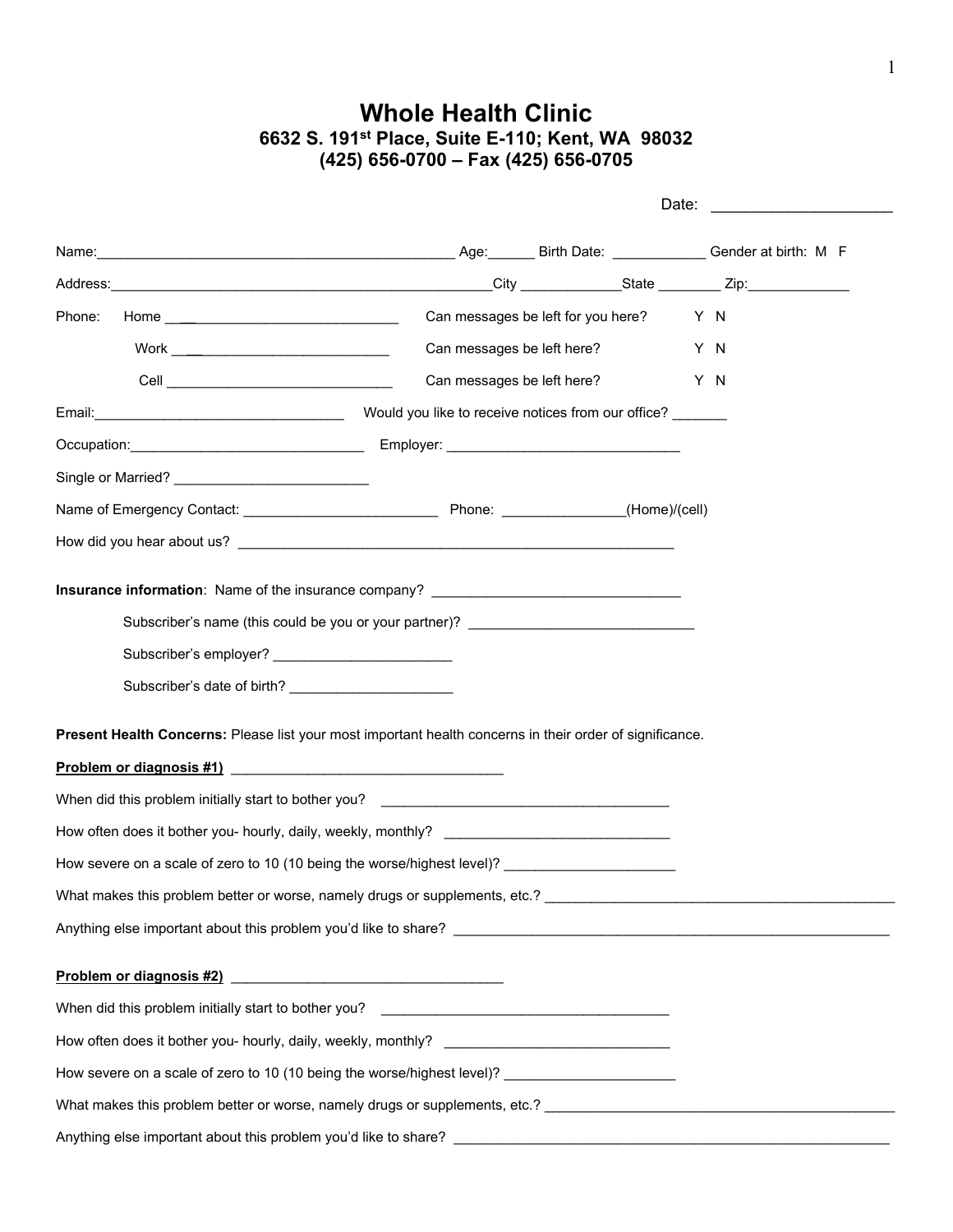# Whole Health Clinic

### 6632 S. 191st Place, Suite E-110; Kent, WA 98032
### (425) 656-0700 – Fax (425) 656-0705

Date: ______________________

Name:_______________________________________________ Age:______ Birth Date: ____________ Gender at birth: M F

Address:__________________________________________________City _____________State ________ Zip:_____________

Phone: Home ______________________________ Can messages be left for you here? Y N

Work ___________________________ Can messages be left here? Y N

Cell ______________________________ Can messages be left here? Y N

Email:_________________________________ Would you like to receive notices from our office? _______

Occupation:______________________________ Employer: ______________________________

Single or Married? _________________________

Name of Emergency Contact: _________________________ Phone: ________________(Home)/(cell)

How did you hear about us? ___________________________________________________________

**Insurance information**: Name of the insurance company? _________________________________

Subscriber's name (this could be you or your partner)? ______________________________

Subscriber's employer? _______________________

Subscriber's date of birth? _____________________

**Present Health Concerns:** Please list your most important health concerns in their order of significance.

**Problem or diagnosis #1)** ___________________________________

When did this problem initially start to bother you? ______________________________________

How often does it bother you- hourly, daily, weekly, monthly? ______________________________

How severe on a scale of zero to 10 (10 being the worse/highest level)? ______________________

What makes this problem better or worse, namely drugs or supplements, etc.? _____________________________________________

Anything else important about this problem you'd like to share? __________________________________________________________

**Problem or diagnosis #2)** ___________________________________

When did this problem initially start to bother you? ______________________________________

How often does it bother you- hourly, daily, weekly, monthly? ______________________________

How severe on a scale of zero to 10 (10 being the worse/highest level)? ______________________

What makes this problem better or worse, namely drugs or supplements, etc.? _____________________________________________

Anything else important about this problem you'd like to share? __________________________________________________________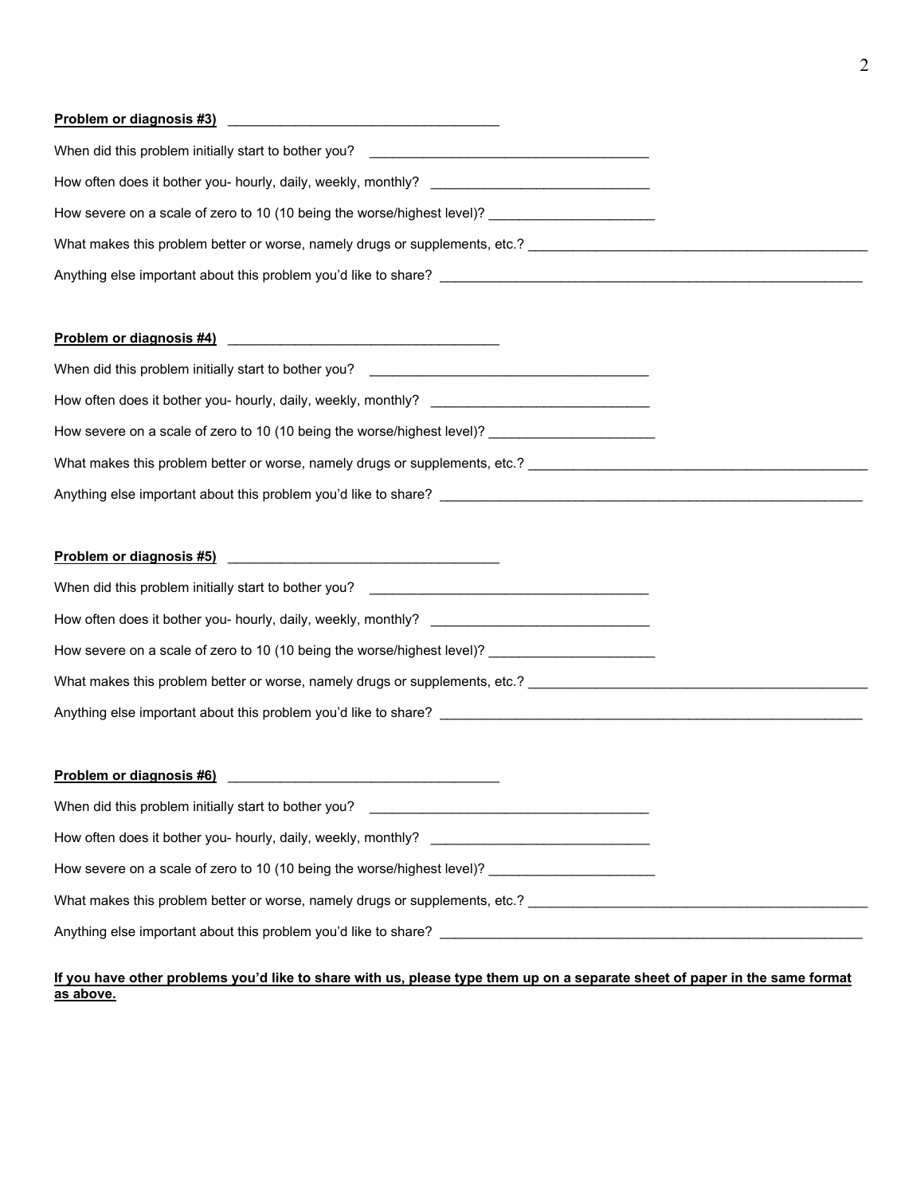**Problem or diagnosis #3)** ____________________________________

When did this problem initially start to bother you? ____________________________________

How often does it bother you- hourly, daily, weekly, monthly? ____________________________

How severe on a scale of zero to 10 (10 being the worse/highest level)? ______________________

What makes this problem better or worse, namely drugs or supplements, etc.? ______________________________________________

Anything else important about this problem you'd like to share? _________________________________________________________

**Problem or diagnosis #4)** ____________________________________

When did this problem initially start to bother you? ____________________________________

How often does it bother you- hourly, daily, weekly, monthly? ____________________________

How severe on a scale of zero to 10 (10 being the worse/highest level)? ______________________

What makes this problem better or worse, namely drugs or supplements, etc.? ______________________________________________

Anything else important about this problem you'd like to share? _________________________________________________________

**Problem or diagnosis #5)** ____________________________________

When did this problem initially start to bother you? ____________________________________

How often does it bother you- hourly, daily, weekly, monthly? ____________________________

How severe on a scale of zero to 10 (10 being the worse/highest level)? ______________________

What makes this problem better or worse, namely drugs or supplements, etc.? ______________________________________________

Anything else important about this problem you'd like to share? _________________________________________________________

**Problem or diagnosis #6)** ____________________________________

When did this problem initially start to bother you? ____________________________________

How often does it bother you- hourly, daily, weekly, monthly? ____________________________

How severe on a scale of zero to 10 (10 being the worse/highest level)? ______________________

What makes this problem better or worse, namely drugs or supplements, etc.? ______________________________________________

Anything else important about this problem you'd like to share? _________________________________________________________

**If you have other problems you'd like to share with us, please type them up on a separate sheet of paper in the same format as above.**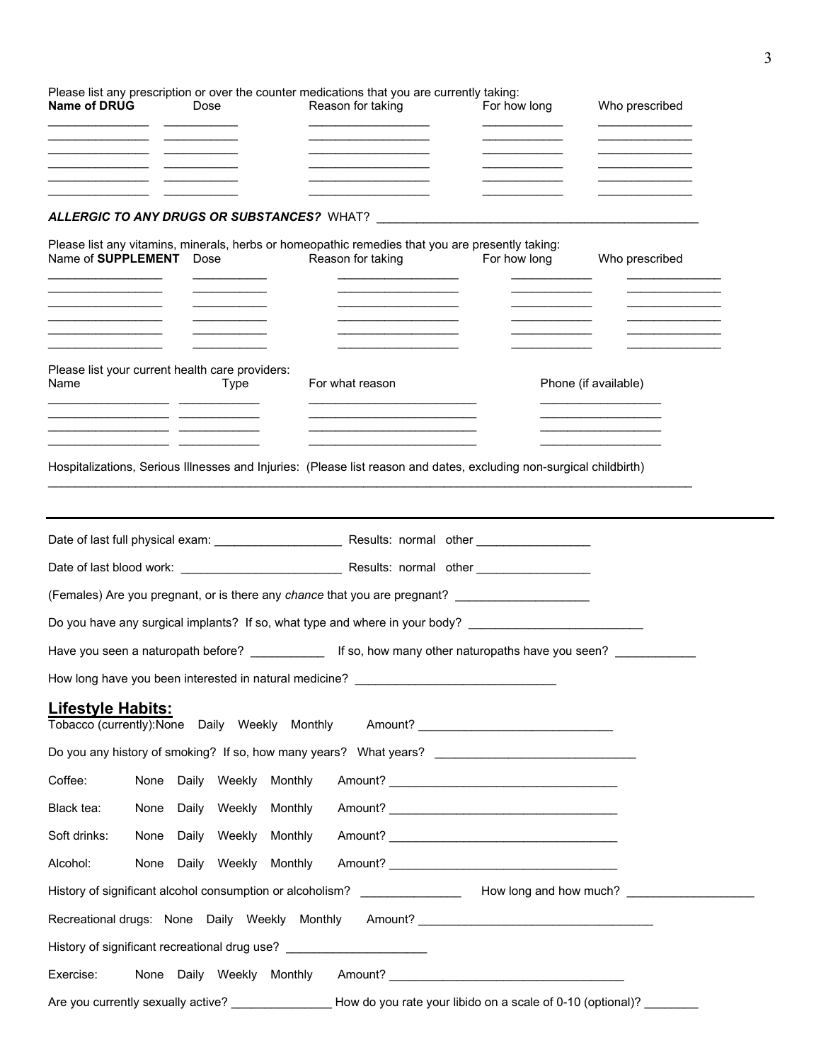Please list any prescription or over the counter medications that you are currently taking:

| **Name of DRUG** | Dose | Reason for taking | For how long | Who prescribed |
|---|---|---|---|---|
| | | | | |
| | | | | |
| | | | | |
| | | | | |
| | | | | |
| | | | | |

***ALLERGIC TO ANY DRUGS OR SUBSTANCES?*** WHAT? ______________________________________________

Please list any vitamins, minerals, herbs or homeopathic remedies that you are presently taking:

| Name of **SUPPLEMENT** | Dose | Reason for taking | For how long | Who prescribed |
|---|---|---|---|---|
| | | | | |
| | | | | |
| | | | | |
| | | | | |
| | | | | |
| | | | | |

Please list your current health care providers:

| Name | Type | For what reason | Phone (if available) |
|---|---|---|---|
| | | | |
| | | | |
| | | | |

Hospitalizations, Serious Illnesses and Injuries: (Please list reason and dates, excluding non-surgical childbirth)

_____________________________________________________________________________________________

---

Date of last full physical exam: ___________________ Results: normal other _________________

Date of last blood work: ________________________ Results: normal other _________________

(Females) Are you pregnant, or is there any *chance* that you are pregnant? ____________________

Do you have any surgical implants? If so, what type and where in your body? __________________________

Have you seen a naturopath before? ___________ If so, how many other naturopaths have you seen? ____________

How long have you been interested in natural medicine? ______________________________

## Lifestyle Habits:

Tobacco (currently): None Daily Weekly Monthly Amount? ______________________________

Do you any history of smoking? If so, how many years? What years? ______________________________

Coffee: None Daily Weekly Monthly Amount? ___________________________________

Black tea: None Daily Weekly Monthly Amount? ___________________________________

Soft drinks: None Daily Weekly Monthly Amount? ___________________________________

Alcohol: None Daily Weekly Monthly Amount? ___________________________________

History of significant alcohol consumption or alcoholism? _______________ How long and how much? ___________________

Recreational drugs: None Daily Weekly Monthly Amount? ___________________________________

History of significant recreational drug use? _____________________

Exercise: None Daily Weekly Monthly Amount? ___________________________________

Are you currently sexually active? _______________ How do you rate your libido on a scale of 0-10 (optional)? ________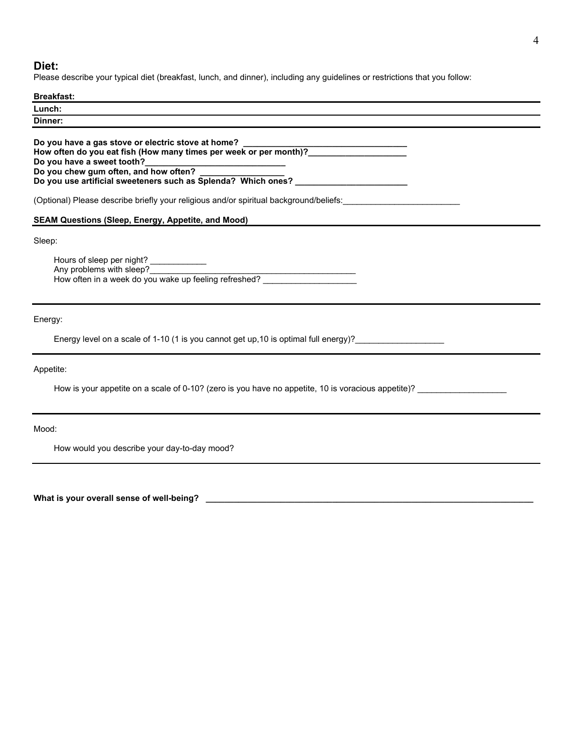## Diet:

Please describe your typical diet (breakfast, lunch, and dinner), including any guidelines or restrictions that you follow:

**Breakfast:**

**Lunch:**

**Dinner:**

**Do you have a gas stove or electric stove at home?** ___________________________________

**How often do you eat fish (How many times per week or per month)?** _____________________

**Do you have a sweet tooth?** ______________________________

**Do you chew gum often, and how often?** __________________

**Do you use artificial sweeteners such as Splenda? Which ones?** ________________________

(Optional) Please describe briefly your religious and/or spiritual background/beliefs: _________________________

**SEAM Questions (Sleep, Energy, Appetite, and Mood)**

Sleep:

Hours of sleep per night? ____________

Any problems with sleep? _____________________________________________

How often in a week do you wake up feeling refreshed? ____________________

Energy:

Energy level on a scale of 1-10 (1 is you cannot get up,10 is optimal full energy)? ___________________

Appetite:

How is your appetite on a scale of 0-10? (zero is you have no appetite, 10 is voracious appetite)? ___________________

Mood:

How would you describe your day-to-day mood?

**What is your overall sense of well-being?** ________________________________________________________________________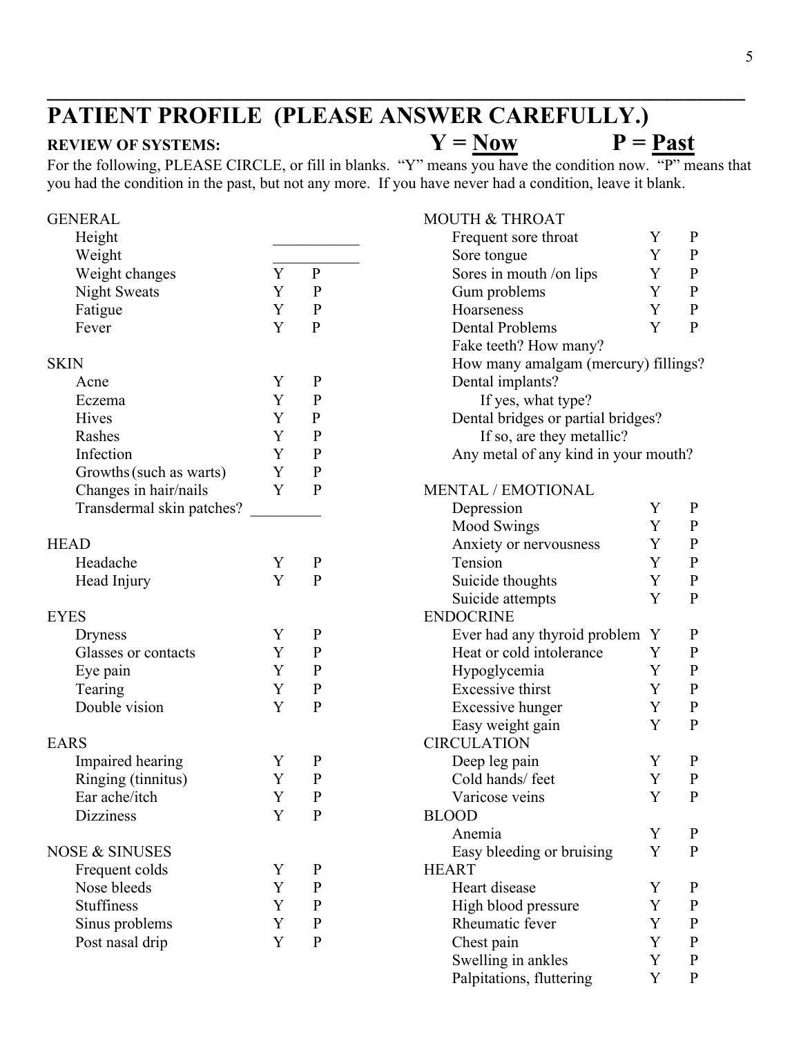# PATIENT PROFILE (PLEASE ANSWER CAREFULLY.)

**REVIEW OF SYSTEMS:** **Y = Now** **P = Past**

For the following, PLEASE CIRCLE, or fill in blanks. "Y" means you have the condition now. "P" means that you had the condition in the past, but not any more. If you have never had a condition, leave it blank.

| GENERAL | | |
|---|---|---|
| Height | ___________ | |
| Weight | ___________ | |
| Weight changes | Y | P |
| Night Sweats | Y | P |
| Fatigue | Y | P |
| Fever | Y | P |

| SKIN | | |
|---|---|---|
| Acne | Y | P |
| Eczema | Y | P |
| Hives | Y | P |
| Rashes | Y | P |
| Infection | Y | P |
| Growths (such as warts) | Y | P |
| Changes in hair/nails | Y | P |
| Transdermal skin patches? | _________ | |

| HEAD | | |
|---|---|---|
| Headache | Y | P |
| Head Injury | Y | P |

| EYES | | |
|---|---|---|
| Dryness | Y | P |
| Glasses or contacts | Y | P |
| Eye pain | Y | P |
| Tearing | Y | P |
| Double vision | Y | P |

| EARS | | |
|---|---|---|
| Impaired hearing | Y | P |
| Ringing (tinnitus) | Y | P |
| Ear ache/itch | Y | P |
| Dizziness | Y | P |

| NOSE & SINUSES | | |
|---|---|---|
| Frequent colds | Y | P |
| Nose bleeds | Y | P |
| Stuffiness | Y | P |
| Sinus problems | Y | P |
| Post nasal drip | Y | P |

| MOUTH & THROAT | | |
|---|---|---|
| Frequent sore throat | Y | P |
| Sore tongue | Y | P |
| Sores in mouth /on lips | Y | P |
| Gum problems | Y | P |
| Hoarseness | Y | P |
| Dental Problems | Y | P |

Fake teeth? How many?

How many amalgam (mercury) fillings?

Dental implants?

If yes, what type?

Dental bridges or partial bridges?

If so, are they metallic?

Any metal of any kind in your mouth?

| MENTAL / EMOTIONAL | | |
|---|---|---|
| Depression | Y | P |
| Mood Swings | Y | P |
| Anxiety or nervousness | Y | P |
| Tension | Y | P |
| Suicide thoughts | Y | P |
| Suicide attempts | Y | P |

| ENDOCRINE | | |
|---|---|---|
| Ever had any thyroid problem | Y | P |
| Heat or cold intolerance | Y | P |
| Hypoglycemia | Y | P |
| Excessive thirst | Y | P |
| Excessive hunger | Y | P |
| Easy weight gain | Y | P |

| CIRCULATION | | |
|---|---|---|
| Deep leg pain | Y | P |
| Cold hands/ feet | Y | P |
| Varicose veins | Y | P |

| BLOOD | | |
|---|---|---|
| Anemia | Y | P |
| Easy bleeding or bruising | Y | P |

| HEART | | |
|---|---|---|
| Heart disease | Y | P |
| High blood pressure | Y | P |
| Rheumatic fever | Y | P |
| Chest pain | Y | P |
| Swelling in ankles | Y | P |
| Palpitations, fluttering | Y | P |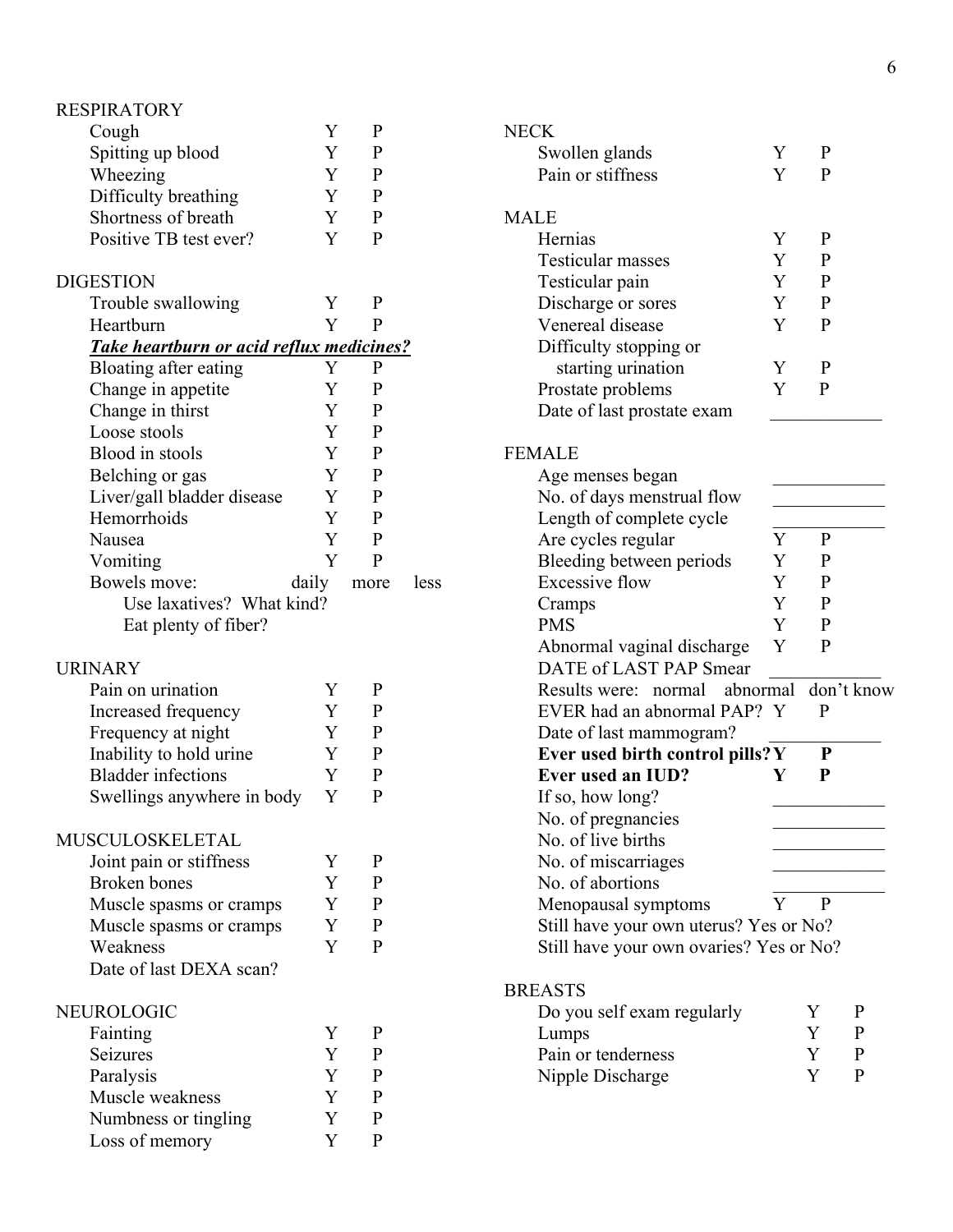## RESPIRATORY

| | | |
|---|---|---|
| Cough | Y | P |
| Spitting up blood | Y | P |
| Wheezing | Y | P |
| Difficulty breathing | Y | P |
| Shortness of breath | Y | P |
| Positive TB test ever? | Y | P |

## DIGESTION

| | | |
|---|---|---|
| Trouble swallowing | Y | P |
| Heartburn | Y | P |
| ***Take heartburn or acid reflux medicines?*** | | |
| Bloating after eating | Y | P |
| Change in appetite | Y | P |
| Change in thirst | Y | P |
| Loose stools | Y | P |
| Blood in stools | Y | P |
| Belching or gas | Y | P |
| Liver/gall bladder disease | Y | P |
| Hemorrhoids | Y | P |
| Nausea | Y | P |
| Vomiting | Y | P |

Bowels move: daily more less

Use laxatives? What kind?

Eat plenty of fiber?

## URINARY

| | | |
|---|---|---|
| Pain on urination | Y | P |
| Increased frequency | Y | P |
| Frequency at night | Y | P |
| Inability to hold urine | Y | P |
| Bladder infections | Y | P |
| Swellings anywhere in body | Y | P |

## MUSCULOSKELETAL

| | | |
|---|---|---|
| Joint pain or stiffness | Y | P |
| Broken bones | Y | P |
| Muscle spasms or cramps | Y | P |
| Muscle spasms or cramps | Y | P |
| Weakness | Y | P |

Date of last DEXA scan?

## NEUROLOGIC

| | | |
|---|---|---|
| Fainting | Y | P |
| Seizures | Y | P |
| Paralysis | Y | P |
| Muscle weakness | Y | P |
| Numbness or tingling | Y | P |
| Loss of memory | Y | P |

## NECK

| | | |
|---|---|---|
| Swollen glands | Y | P |
| Pain or stiffness | Y | P |

## MALE

| | | |
|---|---|---|
| Hernias | Y | P |
| Testicular masses | Y | P |
| Testicular pain | Y | P |
| Discharge or sores | Y | P |
| Venereal disease | Y | P |
| Difficulty stopping or starting urination | Y | P |
| Prostate problems | Y | P |

Date of last prostate exam ____________

## FEMALE

Age menses began ____________

No. of days menstrual flow ____________

Length of complete cycle ____________

| | | |
|---|---|---|
| Are cycles regular | Y | P |
| Bleeding between periods | Y | P |
| Excessive flow | Y | P |
| Cramps | Y | P |
| PMS | Y | P |
| Abnormal vaginal discharge | Y | P |

DATE of LAST PAP Smear ____________

Results were: normal abnormal don't know

EVER had an abnormal PAP? Y P

Date of last mammogram? ____________

**Ever used birth control pills? Y P**

**Ever used an IUD? Y P**

If so, how long? ____________

No. of pregnancies ____________

No. of live births ____________

No. of miscarriages ____________

No. of abortions ____________

Menopausal symptoms Y P

Still have your own uterus? Yes or No?

Still have your own ovaries? Yes or No?

## BREASTS

| | | |
|---|---|---|
| Do you self exam regularly | Y | P |
| Lumps | Y | P |
| Pain or tenderness | Y | P |
| Nipple Discharge | Y | P |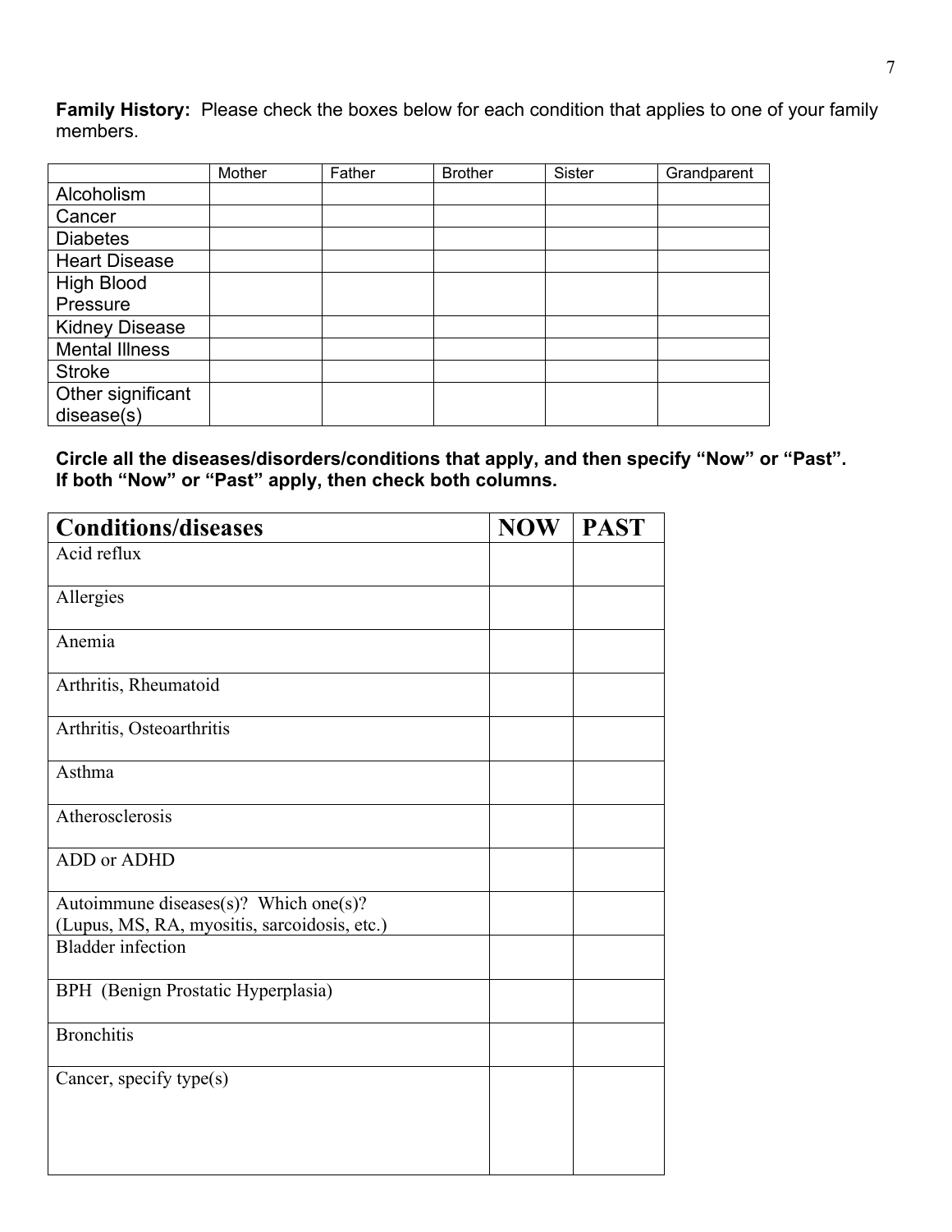**Family History:** Please check the boxes below for each condition that applies to one of your family members.

| | Mother | Father | Brother | Sister | Grandparent |
|---|---|---|---|---|---|
| Alcoholism | | | | | |
| Cancer | | | | | |
| Diabetes | | | | | |
| Heart Disease | | | | | |
| High Blood Pressure | | | | | |
| Kidney Disease | | | | | |
| Mental Illness | | | | | |
| Stroke | | | | | |
| Other significant disease(s) | | | | | |

**Circle all the diseases/disorders/conditions that apply, and then specify "Now" or "Past". If both "Now" or "Past" apply, then check both columns.**

| **Conditions/diseases** | **NOW** | **PAST** |
|---|---|---|
| Acid reflux | | |
| Allergies | | |
| Anemia | | |
| Arthritis, Rheumatoid | | |
| Arthritis, Osteoarthritis | | |
| Asthma | | |
| Atherosclerosis | | |
| ADD or ADHD | | |
| Autoimmune diseases(s)? Which one(s)? (Lupus, MS, RA, myositis, sarcoidosis, etc.) | | |
| Bladder infection | | |
| BPH (Benign Prostatic Hyperplasia) | | |
| Bronchitis | | |
| Cancer, specify type(s) | | |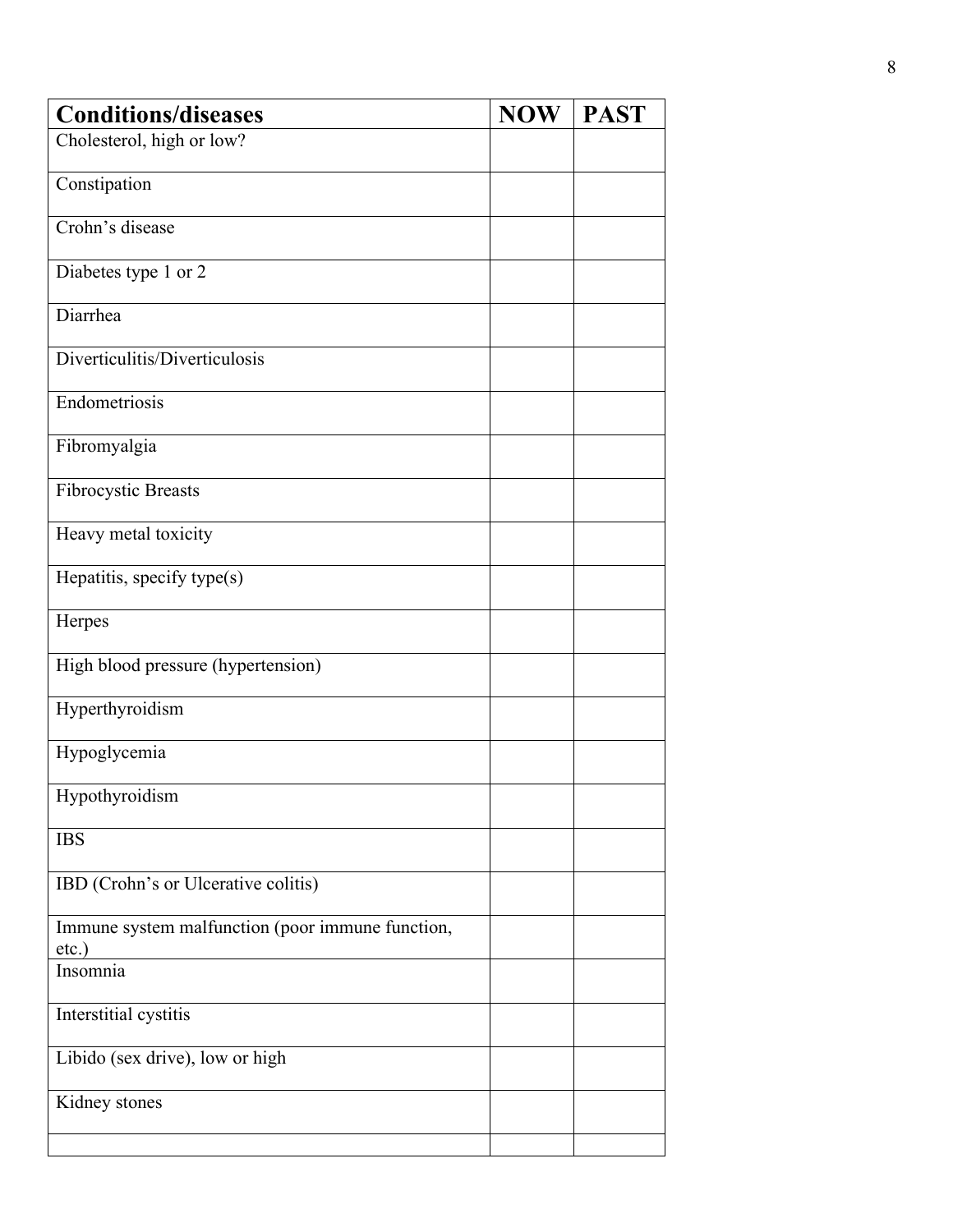| Conditions/diseases | NOW | PAST |
|---|---|---|
| Cholesterol, high or low? | | |
| Constipation | | |
| Crohn’s disease | | |
| Diabetes type 1 or 2 | | |
| Diarrhea | | |
| Diverticulitis/Diverticulosis | | |
| Endometriosis | | |
| Fibromyalgia | | |
| Fibrocystic Breasts | | |
| Heavy metal toxicity | | |
| Hepatitis, specify type(s) | | |
| Herpes | | |
| High blood pressure (hypertension) | | |
| Hyperthyroidism | | |
| Hypoglycemia | | |
| Hypothyroidism | | |
| IBS | | |
| IBD (Crohn’s or Ulcerative colitis) | | |
| Immune system malfunction (poor immune function, etc.) | | |
| Insomnia | | |
| Interstitial cystitis | | |
| Libido (sex drive), low or high | | |
| Kidney stones | | |
| | | |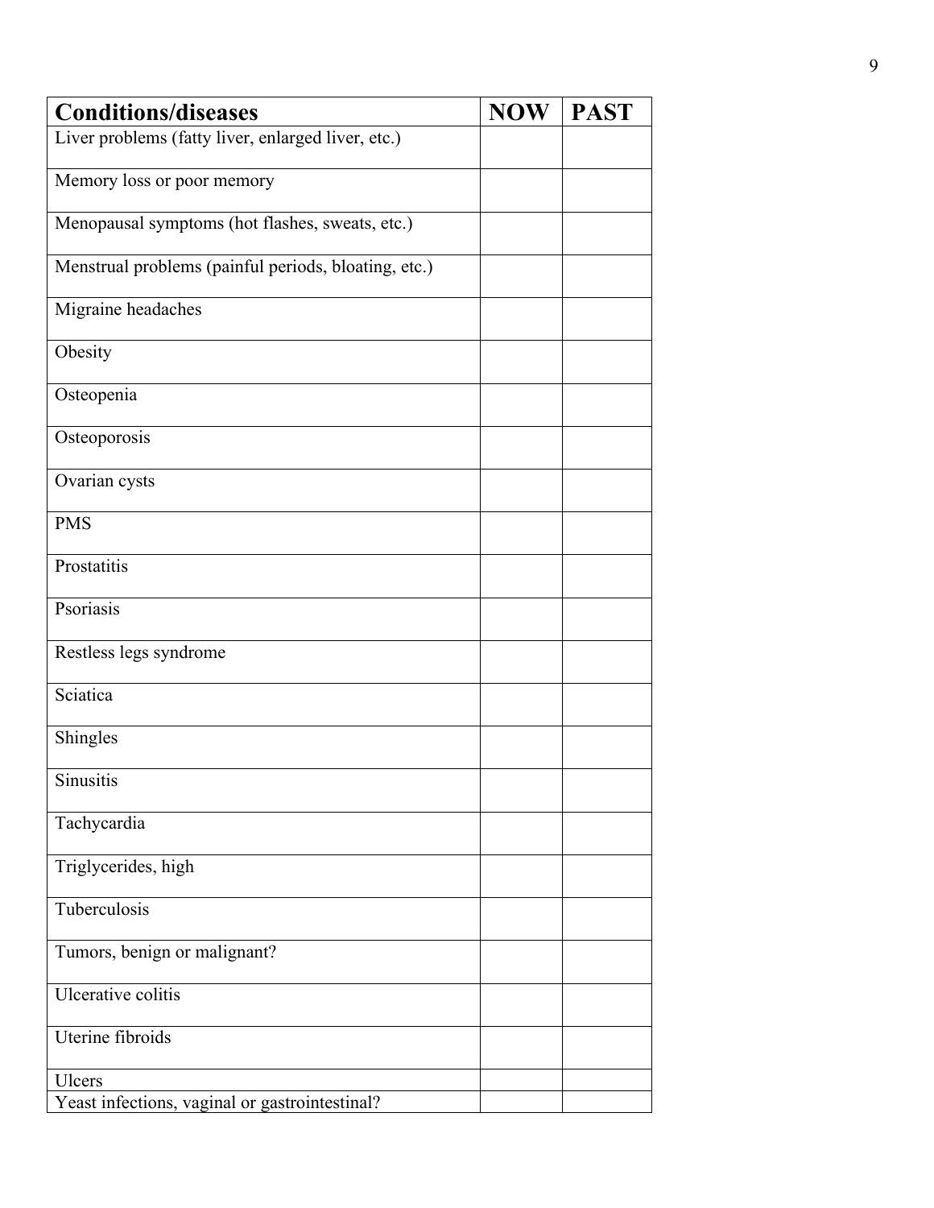| Conditions/diseases | NOW | PAST |
|---|---|---|
| Liver problems (fatty liver, enlarged liver, etc.) | | |
| Memory loss or poor memory | | |
| Menopausal symptoms (hot flashes, sweats, etc.) | | |
| Menstrual problems (painful periods, bloating, etc.) | | |
| Migraine headaches | | |
| Obesity | | |
| Osteopenia | | |
| Osteoporosis | | |
| Ovarian cysts | | |
| PMS | | |
| Prostatitis | | |
| Psoriasis | | |
| Restless legs syndrome | | |
| Sciatica | | |
| Shingles | | |
| Sinusitis | | |
| Tachycardia | | |
| Triglycerides, high | | |
| Tuberculosis | | |
| Tumors, benign or malignant? | | |
| Ulcerative colitis | | |
| Uterine fibroids | | |
| Ulcers | | |
| Yeast infections, vaginal or gastrointestinal? | | |